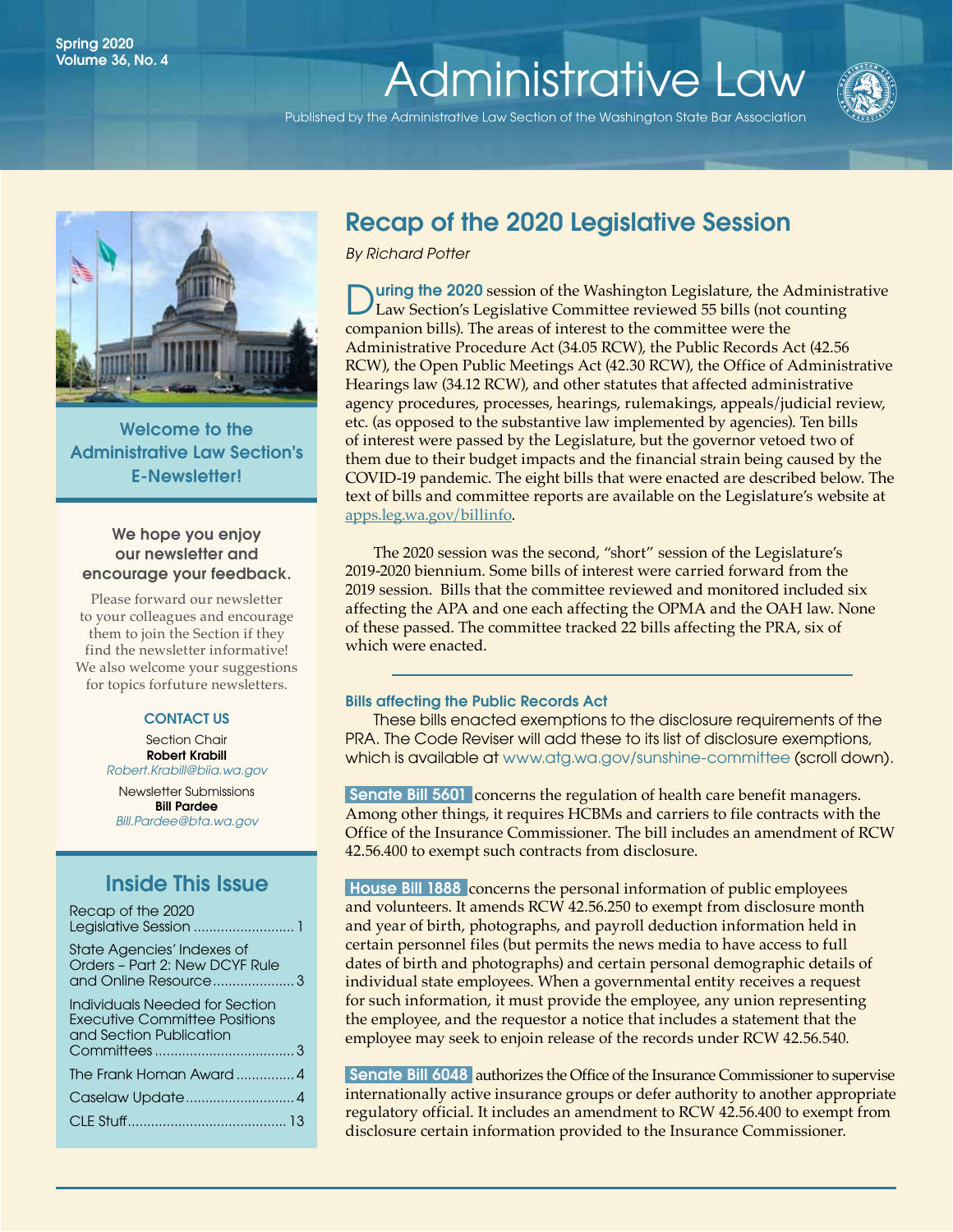Spring 2020
Volume 36, No. 4

# Administrative Law

Published by the Administrative Law Section of the Washington State Bar Association

**Welcome to the Administrative Law Section's E-Newsletter!**

**We hope you enjoy our newsletter and encourage your feedback.**

Please forward our newsletter to your colleagues and encourage them to join the Section if they find the newsletter informative! We also welcome your suggestions for topics forfuture newsletters.

**CONTACT US**

Section Chair
**Robert Krabill**
*Robert.Krabill@biia.wa.gov*

Newsletter Submissions
**Bill Pardee**
*Bill.Pardee@bta.wa.gov*

## Inside This Issue

- Recap of the 2020 Legislative Session .......................... 1
- State Agencies' Indexes of Orders – Part 2: New DCYF Rule and Online Resource .................... 3
- Individuals Needed for Section Executive Committee Positions and Section Publication Committees .................................. 3
- The Frank Homan Award ............... 4
- Caselaw Update ........................... 4
- CLE Stuff ........................................ 13

## Recap of the 2020 Legislative Session

*By Richard Potter*

**During the 2020** session of the Washington Legislature, the Administrative Law Section's Legislative Committee reviewed 55 bills (not counting companion bills). The areas of interest to the committee were the Administrative Procedure Act (34.05 RCW), the Public Records Act (42.56 RCW), the Open Public Meetings Act (42.30 RCW), the Office of Administrative Hearings law (34.12 RCW), and other statutes that affected administrative agency procedures, processes, hearings, rulemakings, appeals/judicial review, etc. (as opposed to the substantive law implemented by agencies). Ten bills of interest were passed by the Legislature, but the governor vetoed two of them due to their budget impacts and the financial strain being caused by the COVID-19 pandemic. The eight bills that were enacted are described below. The text of bills and committee reports are available on the Legislature's website at apps.leg.wa.gov/billinfo.

The 2020 session was the second, "short" session of the Legislature's 2019-2020 biennium. Some bills of interest were carried forward from the 2019 session. Bills that the committee reviewed and monitored included six affecting the APA and one each affecting the OPMA and the OAH law. None of these passed. The committee tracked 22 bills affecting the PRA, six of which were enacted.

### Bills affecting the Public Records Act

These bills enacted exemptions to the disclosure requirements of the PRA. The Code Reviser will add these to its list of disclosure exemptions, which is available at www.atg.wa.gov/sunshine-committee (scroll down).

**Senate Bill 5601** concerns the regulation of health care benefit managers. Among other things, it requires HCBMs and carriers to file contracts with the Office of the Insurance Commissioner. The bill includes an amendment of RCW 42.56.400 to exempt such contracts from disclosure.

**House Bill 1888** concerns the personal information of public employees and volunteers. It amends RCW 42.56.250 to exempt from disclosure month and year of birth, photographs, and payroll deduction information held in certain personnel files (but permits the news media to have access to full dates of birth and photographs) and certain personal demographic details of individual state employees. When a governmental entity receives a request for such information, it must provide the employee, any union representing the employee, and the requestor a notice that includes a statement that the employee may seek to enjoin release of the records under RCW 42.56.540.

**Senate Bill 6048** authorizes the Office of the Insurance Commissioner to supervise internationally active insurance groups or defer authority to another appropriate regulatory official. It includes an amendment to RCW 42.56.400 to exempt from disclosure certain information provided to the Insurance Commissioner.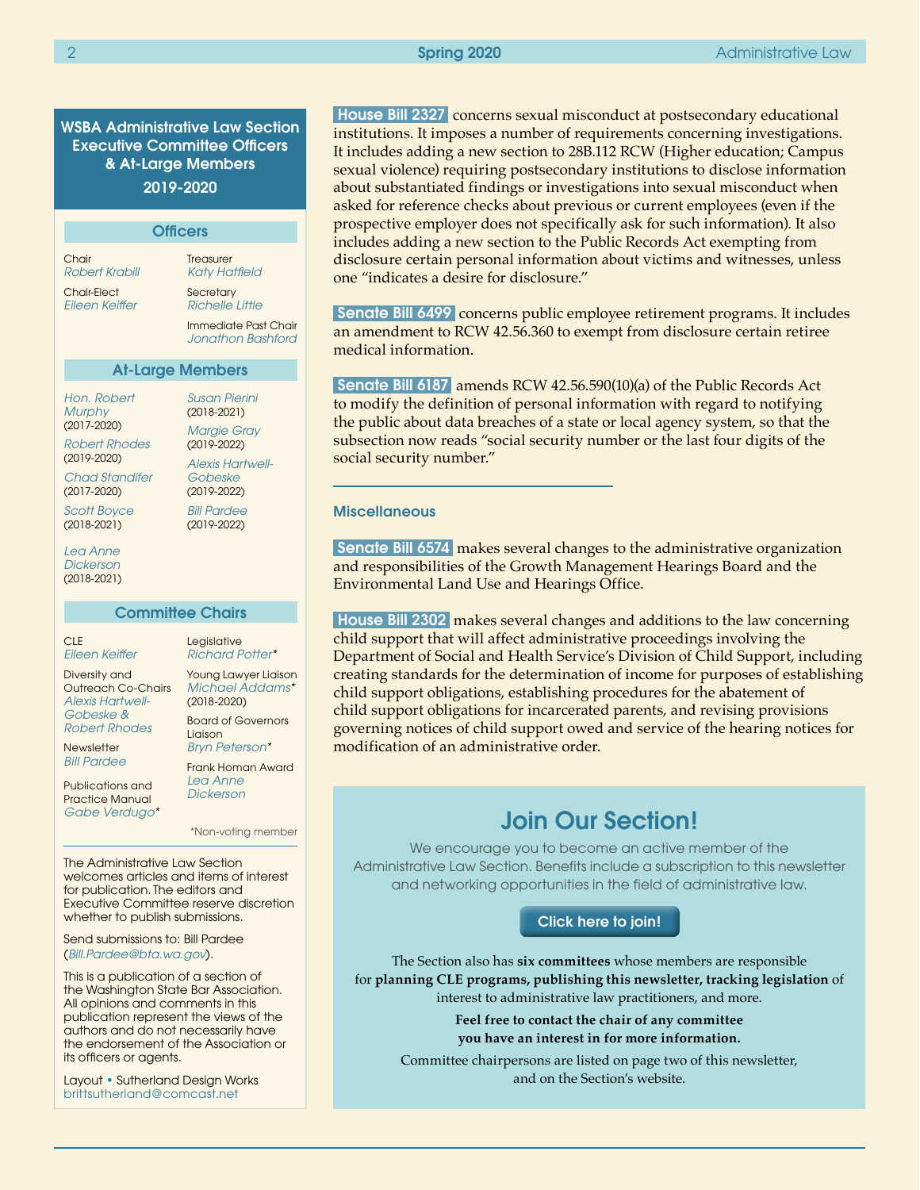## WSBA Administrative Law Section Executive Committee Officers & At-Large Members 2019-2020

### Officers

Chair
*Robert Krabill*

Chair-Elect
*Eileen Keiffer*

Treasurer
*Katy Hatfield*

Secretary
*Richelle Little*

Immediate Past Chair
*Jonathon Bashford*

### At-Large Members

*Hon. Robert Murphy* (2017-2020)

*Robert Rhodes* (2019-2020)

*Chad Standifer* (2017-2020)

*Scott Boyce* (2018-2021)

*Lea Anne Dickerson* (2018-2021)

*Susan Pierini* (2018-2021)

*Margie Gray* (2019-2022)

*Alexis Hartwell-Gobeske* (2019-2022)

*Bill Pardee* (2019-2022)

### Committee Chairs

CLE
*Eileen Keiffer*

Diversity and Outreach Co-Chairs
*Alexis Hartwell-Gobeske & Robert Rhodes*

Newsletter
*Bill Pardee*

Publications and Practice Manual
*Gabe Verdugo**

Legislative
*Richard Potter**

Young Lawyer Liaison
*Michael Addams** (2018-2020)

Board of Governors Liaison
*Bryn Peterson**

Frank Homan Award
*Lea Anne Dickerson*

*Non-voting member

The Administrative Law Section welcomes articles and items of interest for publication. The editors and Executive Committee reserve discretion whether to publish submissions.

Send submissions to: Bill Pardee (*Bill.Pardee@bta.wa.gov*).

This is a publication of a section of the Washington State Bar Association. All opinions and comments in this publication represent the views of the authors and do not necessarily have the endorsement of the Association or its officers or agents.

Layout • Sutherland Design Works
brittsutherland@comcast.net

---

**House Bill 2327** concerns sexual misconduct at postsecondary educational institutions. It imposes a number of requirements concerning investigations. It includes adding a new section to 28B.112 RCW (Higher education; Campus sexual violence) requiring postsecondary institutions to disclose information about substantiated findings or investigations into sexual misconduct when asked for reference checks about previous or current employees (even if the prospective employer does not specifically ask for such information). It also includes adding a new section to the Public Records Act exempting from disclosure certain personal information about victims and witnesses, unless one "indicates a desire for disclosure."

**Senate Bill 6499** concerns public employee retirement programs. It includes an amendment to RCW 42.56.360 to exempt from disclosure certain retiree medical information.

**Senate Bill 6187** amends RCW 42.56.590(10)(a) of the Public Records Act to modify the definition of personal information with regard to notifying the public about data breaches of a state or local agency system, so that the subsection now reads "social security number or the last four digits of the social security number."

### Miscellaneous

**Senate Bill 6574** makes several changes to the administrative organization and responsibilities of the Growth Management Hearings Board and the Environmental Land Use and Hearings Office.

**House Bill 2302** makes several changes and additions to the law concerning child support that will affect administrative proceedings involving the Department of Social and Health Service's Division of Child Support, including creating standards for the determination of income for purposes of establishing child support obligations, establishing procedures for the abatement of child support obligations for incarcerated parents, and revising provisions governing notices of child support owed and service of the hearing notices for modification of an administrative order.

## Join Our Section!

We encourage you to become an active member of the Administrative Law Section. Benefits include a subscription to this newsletter and networking opportunities in the field of administrative law.

**Click here to join!**

The Section also has **six committees** whose members are responsible for **planning CLE programs, publishing this newsletter, tracking legislation** of interest to administrative law practitioners, and more.

**Feel free to contact the chair of any committee you have an interest in for more information.**

Committee chairpersons are listed on page two of this newsletter, and on the Section's website.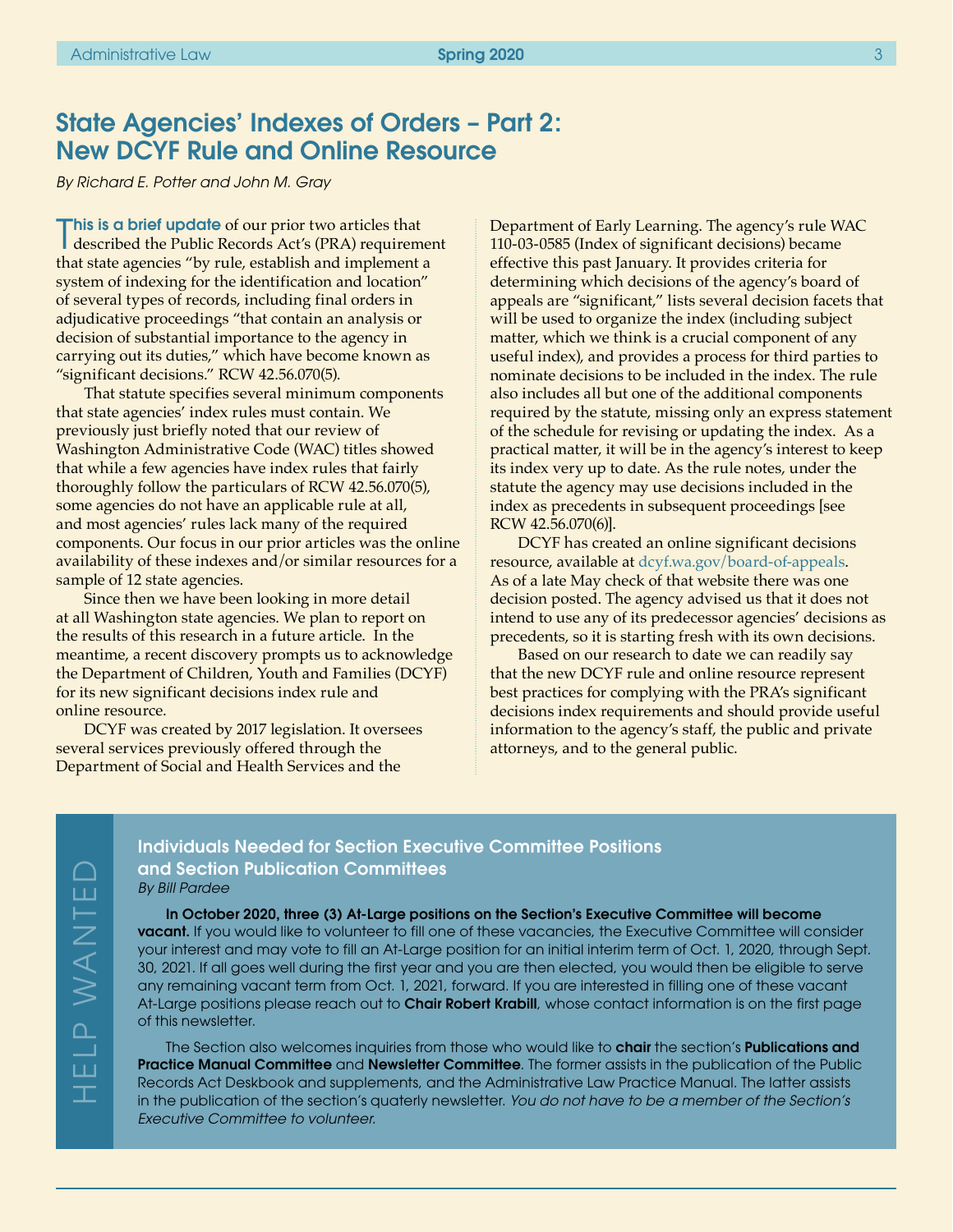# State Agencies' Indexes of Orders – Part 2: New DCYF Rule and Online Resource

*By Richard E. Potter and John M. Gray*

**This is a brief update** of our prior two articles that described the Public Records Act's (PRA) requirement that state agencies "by rule, establish and implement a system of indexing for the identification and location" of several types of records, including final orders in adjudicative proceedings "that contain an analysis or decision of substantial importance to the agency in carrying out its duties," which have become known as "significant decisions." RCW 42.56.070(5).

That statute specifies several minimum components that state agencies' index rules must contain. We previously just briefly noted that our review of Washington Administrative Code (WAC) titles showed that while a few agencies have index rules that fairly thoroughly follow the particulars of RCW 42.56.070(5), some agencies do not have an applicable rule at all, and most agencies' rules lack many of the required components. Our focus in our prior articles was the online availability of these indexes and/or similar resources for a sample of 12 state agencies.

Since then we have been looking in more detail at all Washington state agencies. We plan to report on the results of this research in a future article. In the meantime, a recent discovery prompts us to acknowledge the Department of Children, Youth and Families (DCYF) for its new significant decisions index rule and online resource.

DCYF was created by 2017 legislation. It oversees several services previously offered through the Department of Social and Health Services and the Department of Early Learning. The agency's rule WAC 110-03-0585 (Index of significant decisions) became effective this past January. It provides criteria for determining which decisions of the agency's board of appeals are "significant," lists several decision facets that will be used to organize the index (including subject matter, which we think is a crucial component of any useful index), and provides a process for third parties to nominate decisions to be included in the index. The rule also includes all but one of the additional components required by the statute, missing only an express statement of the schedule for revising or updating the index. As a practical matter, it will be in the agency's interest to keep its index very up to date. As the rule notes, under the statute the agency may use decisions included in the index as precedents in subsequent proceedings [see RCW 42.56.070(6)].

DCYF has created an online significant decisions resource, available at dcyf.wa.gov/board-of-appeals. As of a late May check of that website there was one decision posted. The agency advised us that it does not intend to use any of its predecessor agencies' decisions as precedents, so it is starting fresh with its own decisions.

Based on our research to date we can readily say that the new DCYF rule and online resource represent best practices for complying with the PRA's significant decisions index requirements and should provide useful information to the agency's staff, the public and private attorneys, and to the general public.

---

HELP WANTED

## Individuals Needed for Section Executive Committee Positions and Section Publication Committees

*By Bill Pardee*

**In October 2020, three (3) At-Large positions on the Section's Executive Committee will become vacant.** If you would like to volunteer to fill one of these vacancies, the Executive Committee will consider your interest and may vote to fill an At-Large position for an initial interim term of Oct. 1, 2020, through Sept. 30, 2021. If all goes well during the first year and you are then elected, you would then be eligible to serve any remaining vacant term from Oct. 1, 2021, forward. If you are interested in filling one of these vacant At-Large positions please reach out to **Chair Robert Krabill**, whose contact information is on the first page of this newsletter.

The Section also welcomes inquiries from those who would like to **chair** the section's **Publications and Practice Manual Committee** and **Newsletter Committee**. The former assists in the publication of the Public Records Act Deskbook and supplements, and the Administrative Law Practice Manual. The latter assists in the publication of the section's quaterly newsletter. *You do not have to be a member of the Section's Executive Committee to volunteer.*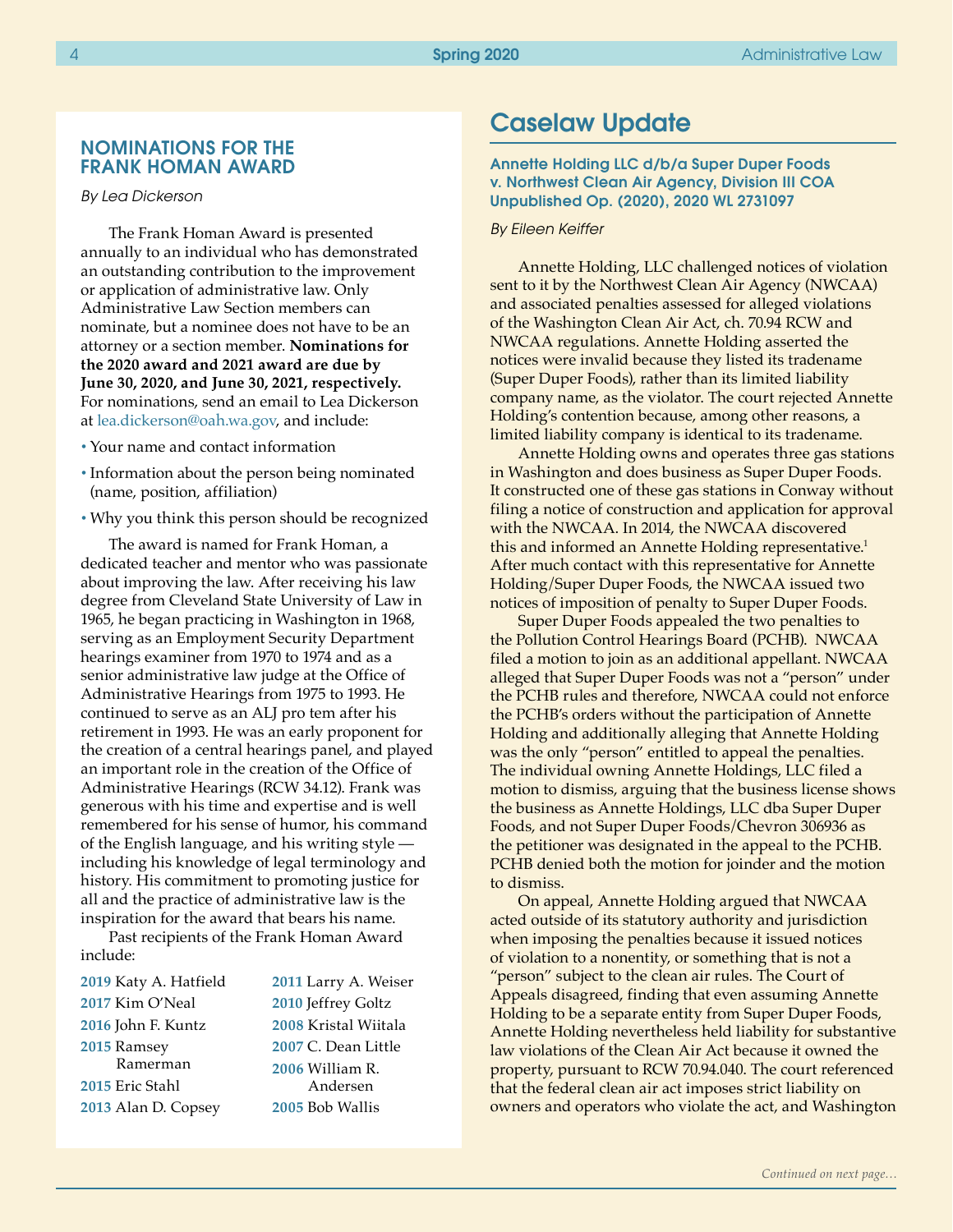## NOMINATIONS FOR THE FRANK HOMAN AWARD

*By Lea Dickerson*

The Frank Homan Award is presented annually to an individual who has demonstrated an outstanding contribution to the improvement or application of administrative law. Only Administrative Law Section members can nominate, but a nominee does not have to be an attorney or a section member. **Nominations for the 2020 award and 2021 award are due by June 30, 2020, and June 30, 2021, respectively.** For nominations, send an email to Lea Dickerson at lea.dickerson@oah.wa.gov, and include:

- Your name and contact information
- Information about the person being nominated (name, position, affiliation)
- Why you think this person should be recognized

The award is named for Frank Homan, a dedicated teacher and mentor who was passionate about improving the law. After receiving his law degree from Cleveland State University of Law in 1965, he began practicing in Washington in 1968, serving as an Employment Security Department hearings examiner from 1970 to 1974 and as a senior administrative law judge at the Office of Administrative Hearings from 1975 to 1993. He continued to serve as an ALJ pro tem after his retirement in 1993. He was an early proponent for the creation of a central hearings panel, and played an important role in the creation of the Office of Administrative Hearings (RCW 34.12). Frank was generous with his time and expertise and is well remembered for his sense of humor, his command of the English language, and his writing style — including his knowledge of legal terminology and history. His commitment to promoting justice for all and the practice of administrative law is the inspiration for the award that bears his name.

Past recipients of the Frank Homan Award include:

- **2019** Katy A. Hatfield
- **2017** Kim O'Neal
- **2016** John F. Kuntz
- **2015** Ramsey Ramerman
- **2015** Eric Stahl
- **2013** Alan D. Copsey
- **2011** Larry A. Weiser
- **2010** Jeffrey Goltz
- **2008** Kristal Wiitala
- **2007** C. Dean Little
- **2006** William R. Andersen
- **2005** Bob Wallis

# Caselaw Update

### Annette Holding LLC d/b/a Super Duper Foods v. Northwest Clean Air Agency, Division III COA Unpublished Op. (2020), 2020 WL 2731097

*By Eileen Keiffer*

Annette Holding, LLC challenged notices of violation sent to it by the Northwest Clean Air Agency (NWCAA) and associated penalties assessed for alleged violations of the Washington Clean Air Act, ch. 70.94 RCW and NWCAA regulations. Annette Holding asserted the notices were invalid because they listed its tradename (Super Duper Foods), rather than its limited liability company name, as the violator. The court rejected Annette Holding's contention because, among other reasons, a limited liability company is identical to its tradename.

Annette Holding owns and operates three gas stations in Washington and does business as Super Duper Foods. It constructed one of these gas stations in Conway without filing a notice of construction and application for approval with the NWCAA. In 2014, the NWCAA discovered this and informed an Annette Holding representative.[1] After much contact with this representative for Annette Holding/Super Duper Foods, the NWCAA issued two notices of imposition of penalty to Super Duper Foods.

Super Duper Foods appealed the two penalties to the Pollution Control Hearings Board (PCHB). NWCAA filed a motion to join as an additional appellant. NWCAA alleged that Super Duper Foods was not a "person" under the PCHB rules and therefore, NWCAA could not enforce the PCHB's orders without the participation of Annette Holding and additionally alleging that Annette Holding was the only "person" entitled to appeal the penalties. The individual owning Annette Holdings, LLC filed a motion to dismiss, arguing that the business license shows the business as Annette Holdings, LLC dba Super Duper Foods, and not Super Duper Foods/Chevron 306936 as the petitioner was designated in the appeal to the PCHB. PCHB denied both the motion for joinder and the motion to dismiss.

On appeal, Annette Holding argued that NWCAA acted outside of its statutory authority and jurisdiction when imposing the penalties because it issued notices of violation to a nonentity, or something that is not a "person" subject to the clean air rules. The Court of Appeals disagreed, finding that even assuming Annette Holding to be a separate entity from Super Duper Foods, Annette Holding nevertheless held liability for substantive law violations of the Clean Air Act because it owned the property, pursuant to RCW 70.94.040. The court referenced that the federal clean air act imposes strict liability on owners and operators who violate the act, and Washington

*Continued on next page…*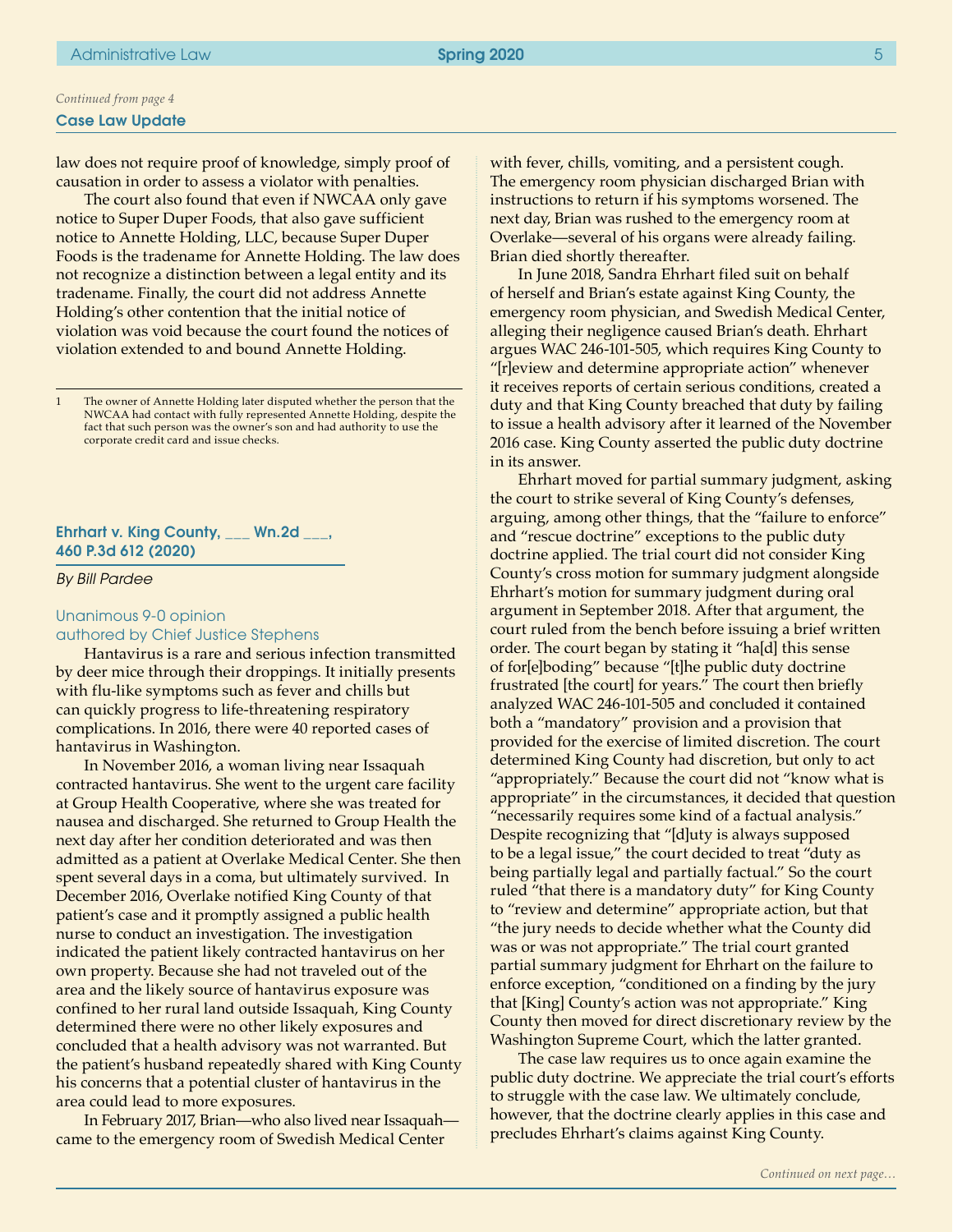*Continued from page 4*

**Case Law Update**

law does not require proof of knowledge, simply proof of causation in order to assess a violator with penalties.

The court also found that even if NWCAA only gave notice to Super Duper Foods, that also gave sufficient notice to Annette Holding, LLC, because Super Duper Foods is the tradename for Annette Holding. The law does not recognize a distinction between a legal entity and its tradename. Finally, the court did not address Annette Holding's other contention that the initial notice of violation was void because the court found the notices of violation extended to and bound Annette Holding.

1 The owner of Annette Holding later disputed whether the person that the NWCAA had contact with fully represented Annette Holding, despite the fact that such person was the owner's son and had authority to use the corporate credit card and issue checks.

### Ehrhart v. King County, ___ Wn.2d ___, 460 P.3d 612 (2020)

*By Bill Pardee*

Unanimous 9-0 opinion
authored by Chief Justice Stephens

Hantavirus is a rare and serious infection transmitted by deer mice through their droppings. It initially presents with flu-like symptoms such as fever and chills but can quickly progress to life-threatening respiratory complications. In 2016, there were 40 reported cases of hantavirus in Washington.

In November 2016, a woman living near Issaquah contracted hantavirus. She went to the urgent care facility at Group Health Cooperative, where she was treated for nausea and discharged. She returned to Group Health the next day after her condition deteriorated and was then admitted as a patient at Overlake Medical Center. She then spent several days in a coma, but ultimately survived. In December 2016, Overlake notified King County of that patient's case and it promptly assigned a public health nurse to conduct an investigation. The investigation indicated the patient likely contracted hantavirus on her own property. Because she had not traveled out of the area and the likely source of hantavirus exposure was confined to her rural land outside Issaquah, King County determined there were no other likely exposures and concluded that a health advisory was not warranted. But the patient's husband repeatedly shared with King County his concerns that a potential cluster of hantavirus in the area could lead to more exposures.

In February 2017, Brian—who also lived near Issaquah—came to the emergency room of Swedish Medical Center with fever, chills, vomiting, and a persistent cough. The emergency room physician discharged Brian with instructions to return if his symptoms worsened. The next day, Brian was rushed to the emergency room at Overlake—several of his organs were already failing. Brian died shortly thereafter.

In June 2018, Sandra Ehrhart filed suit on behalf of herself and Brian's estate against King County, the emergency room physician, and Swedish Medical Center, alleging their negligence caused Brian's death. Ehrhart argues WAC 246-101-505, which requires King County to "[r]eview and determine appropriate action" whenever it receives reports of certain serious conditions, created a duty and that King County breached that duty by failing to issue a health advisory after it learned of the November 2016 case. King County asserted the public duty doctrine in its answer.

Ehrhart moved for partial summary judgment, asking the court to strike several of King County's defenses, arguing, among other things, that the "failure to enforce" and "rescue doctrine" exceptions to the public duty doctrine applied. The trial court did not consider King County's cross motion for summary judgment alongside Ehrhart's motion for summary judgment during oral argument in September 2018. After that argument, the court ruled from the bench before issuing a brief written order. The court began by stating it "ha[d] this sense of for[e]boding" because "[t]he public duty doctrine frustrated [the court] for years." The court then briefly analyzed WAC 246-101-505 and concluded it contained both a "mandatory" provision and a provision that provided for the exercise of limited discretion. The court determined King County had discretion, but only to act "appropriately." Because the court did not "know what is appropriate" in the circumstances, it decided that question "necessarily requires some kind of a factual analysis." Despite recognizing that "[d]uty is always supposed to be a legal issue," the court decided to treat "duty as being partially legal and partially factual." So the court ruled "that there is a mandatory duty" for King County to "review and determine" appropriate action, but that "the jury needs to decide whether what the County did was or was not appropriate." The trial court granted partial summary judgment for Ehrhart on the failure to enforce exception, "conditioned on a finding by the jury that [King] County's action was not appropriate." King County then moved for direct discretionary review by the Washington Supreme Court, which the latter granted.

The case law requires us to once again examine the public duty doctrine. We appreciate the trial court's efforts to struggle with the case law. We ultimately conclude, however, that the doctrine clearly applies in this case and precludes Ehrhart's claims against King County.

*Continued on next page…*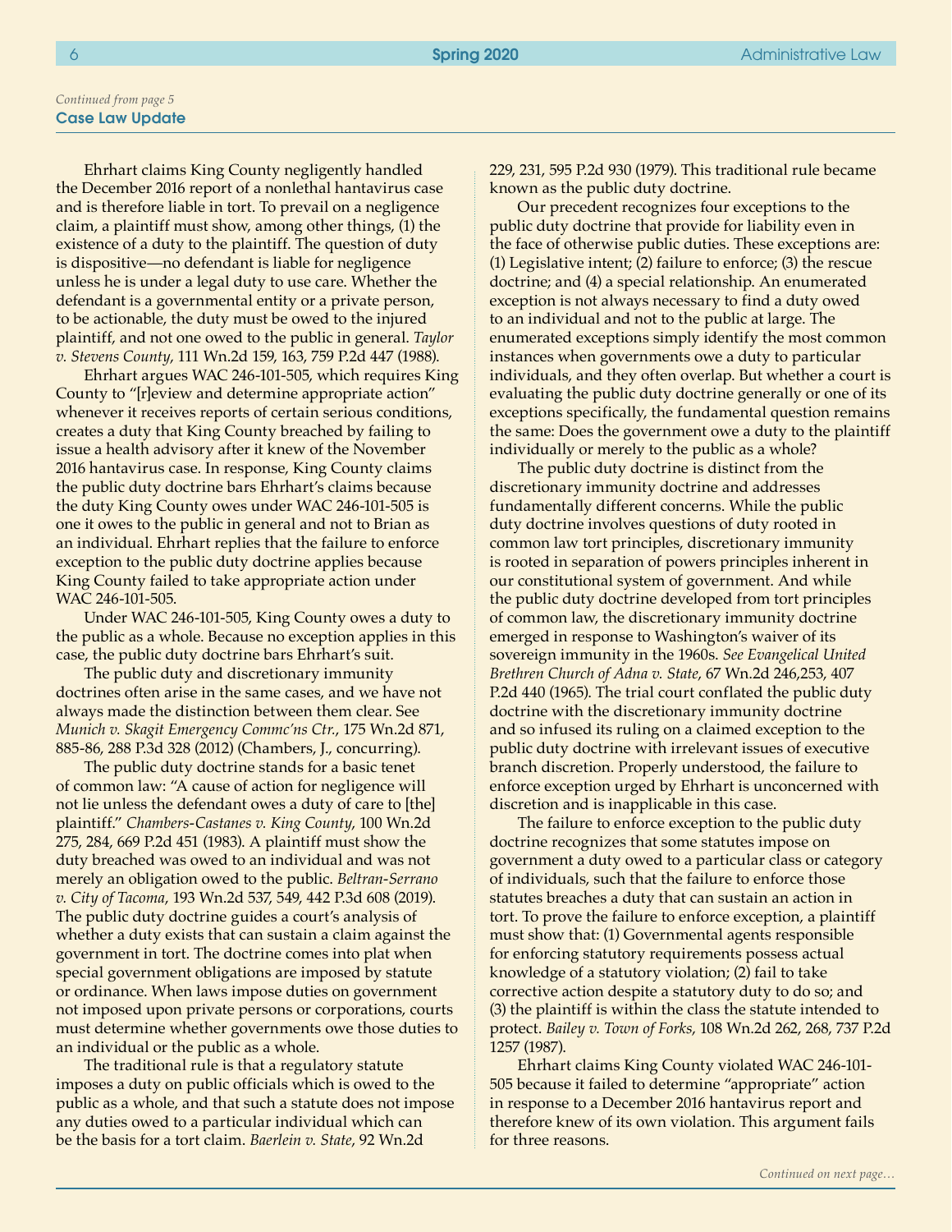*Continued from page 5*

**Case Law Update**

Ehrhart claims King County negligently handled the December 2016 report of a nonlethal hantavirus case and is therefore liable in tort. To prevail on a negligence claim, a plaintiff must show, among other things, (1) the existence of a duty to the plaintiff. The question of duty is dispositive—no defendant is liable for negligence unless he is under a legal duty to use care. Whether the defendant is a governmental entity or a private person, to be actionable, the duty must be owed to the injured plaintiff, and not one owed to the public in general. *Taylor v. Stevens County*, 111 Wn.2d 159, 163, 759 P.2d 447 (1988).

Ehrhart argues WAC 246-101-505, which requires King County to "[r]eview and determine appropriate action" whenever it receives reports of certain serious conditions, creates a duty that King County breached by failing to issue a health advisory after it knew of the November 2016 hantavirus case. In response, King County claims the public duty doctrine bars Ehrhart's claims because the duty King County owes under WAC 246-101-505 is one it owes to the public in general and not to Brian as an individual. Ehrhart replies that the failure to enforce exception to the public duty doctrine applies because King County failed to take appropriate action under WAC 246-101-505.

Under WAC 246-101-505, King County owes a duty to the public as a whole. Because no exception applies in this case, the public duty doctrine bars Ehrhart's suit.

The public duty and discretionary immunity doctrines often arise in the same cases, and we have not always made the distinction between them clear. See *Munich v. Skagit Emergency Commc'ns Ctr.*, 175 Wn.2d 871, 885-86, 288 P.3d 328 (2012) (Chambers, J., concurring).

The public duty doctrine stands for a basic tenet of common law: "A cause of action for negligence will not lie unless the defendant owes a duty of care to [the] plaintiff." *Chambers-Castanes v. King County*, 100 Wn.2d 275, 284, 669 P.2d 451 (1983). A plaintiff must show the duty breached was owed to an individual and was not merely an obligation owed to the public. *Beltran-Serrano v. City of Tacoma*, 193 Wn.2d 537, 549, 442 P.3d 608 (2019). The public duty doctrine guides a court's analysis of whether a duty exists that can sustain a claim against the government in tort. The doctrine comes into plat when special government obligations are imposed by statute or ordinance. When laws impose duties on government not imposed upon private persons or corporations, courts must determine whether governments owe those duties to an individual or the public as a whole.

The traditional rule is that a regulatory statute imposes a duty on public officials which is owed to the public as a whole, and that such a statute does not impose any duties owed to a particular individual which can be the basis for a tort claim. *Baerlein v. State*, 92 Wn.2d 229, 231, 595 P.2d 930 (1979). This traditional rule became known as the public duty doctrine.

Our precedent recognizes four exceptions to the public duty doctrine that provide for liability even in the face of otherwise public duties. These exceptions are: (1) Legislative intent; (2) failure to enforce; (3) the rescue doctrine; and (4) a special relationship. An enumerated exception is not always necessary to find a duty owed to an individual and not to the public at large. The enumerated exceptions simply identify the most common instances when governments owe a duty to particular individuals, and they often overlap. But whether a court is evaluating the public duty doctrine generally or one of its exceptions specifically, the fundamental question remains the same: Does the government owe a duty to the plaintiff individually or merely to the public as a whole?

The public duty doctrine is distinct from the discretionary immunity doctrine and addresses fundamentally different concerns. While the public duty doctrine involves questions of duty rooted in common law tort principles, discretionary immunity is rooted in separation of powers principles inherent in our constitutional system of government. And while the public duty doctrine developed from tort principles of common law, the discretionary immunity doctrine emerged in response to Washington's waiver of its sovereign immunity in the 1960s. *See Evangelical United Brethren Church of Adna v. State*, 67 Wn.2d 246,253, 407 P.2d 440 (1965). The trial court conflated the public duty doctrine with the discretionary immunity doctrine and so infused its ruling on a claimed exception to the public duty doctrine with irrelevant issues of executive branch discretion. Properly understood, the failure to enforce exception urged by Ehrhart is unconcerned with discretion and is inapplicable in this case.

The failure to enforce exception to the public duty doctrine recognizes that some statutes impose on government a duty owed to a particular class or category of individuals, such that the failure to enforce those statutes breaches a duty that can sustain an action in tort. To prove the failure to enforce exception, a plaintiff must show that: (1) Governmental agents responsible for enforcing statutory requirements possess actual knowledge of a statutory violation; (2) fail to take corrective action despite a statutory duty to do so; and (3) the plaintiff is within the class the statute intended to protect. *Bailey v. Town of Forks*, 108 Wn.2d 262, 268, 737 P.2d 1257 (1987).

Ehrhart claims King County violated WAC 246-101-505 because it failed to determine "appropriate" action in response to a December 2016 hantavirus report and therefore knew of its own violation. This argument fails for three reasons.

*Continued on next page…*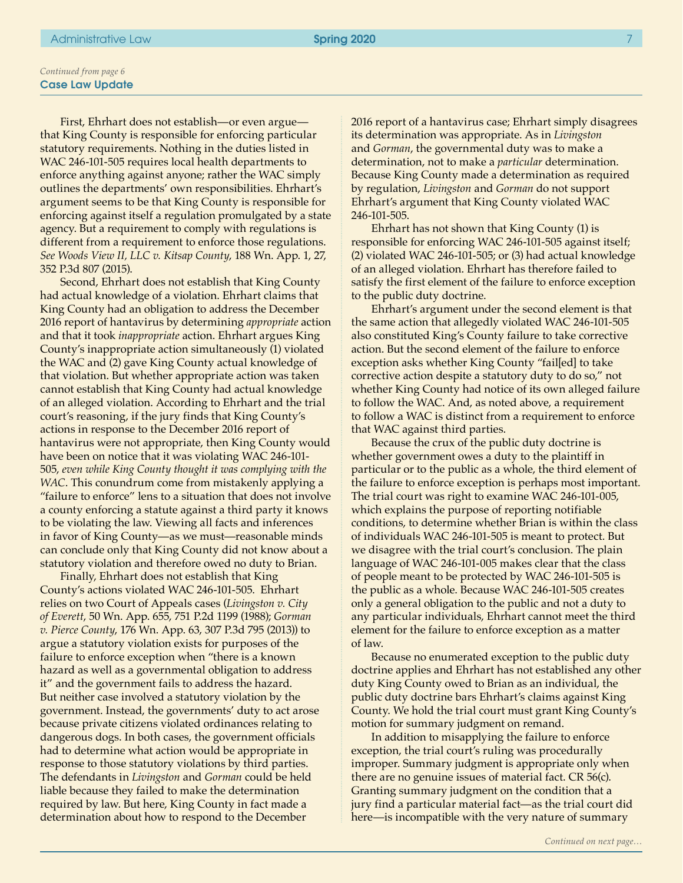*Continued from page 6*

**Case Law Update**

First, Ehrhart does not establish—or even argue—that King County is responsible for enforcing particular statutory requirements. Nothing in the duties listed in WAC 246-101-505 requires local health departments to enforce anything against anyone; rather the WAC simply outlines the departments' own responsibilities. Ehrhart's argument seems to be that King County is responsible for enforcing against itself a regulation promulgated by a state agency. But a requirement to comply with regulations is different from a requirement to enforce those regulations. *See Woods View II, LLC v. Kitsap County*, 188 Wn. App. 1, 27, 352 P.3d 807 (2015).

Second, Ehrhart does not establish that King County had actual knowledge of a violation. Ehrhart claims that King County had an obligation to address the December 2016 report of hantavirus by determining *appropriate* action and that it took *inappropriate* action. Ehrhart argues King County's inappropriate action simultaneously (1) violated the WAC and (2) gave King County actual knowledge of that violation. But whether appropriate action was taken cannot establish that King County had actual knowledge of an alleged violation. According to Ehrhart and the trial court's reasoning, if the jury finds that King County's actions in response to the December 2016 report of hantavirus were not appropriate, then King County would have been on notice that it was violating WAC 246-101-505, *even while King County thought it was complying with the WAC*. This conundrum come from mistakenly applying a "failure to enforce" lens to a situation that does not involve a county enforcing a statute against a third party it knows to be violating the law. Viewing all facts and inferences in favor of King County—as we must—reasonable minds can conclude only that King County did not know about a statutory violation and therefore owed no duty to Brian.

Finally, Ehrhart does not establish that King County's actions violated WAC 246-101-505. Ehrhart relies on two Court of Appeals cases (*Livingston v. City of Everett*, 50 Wn. App. 655, 751 P.2d 1199 (1988); *Gorman v. Pierce County*, 176 Wn. App. 63, 307 P.3d 795 (2013)) to argue a statutory violation exists for purposes of the failure to enforce exception when "there is a known hazard as well as a governmental obligation to address it" and the government fails to address the hazard. But neither case involved a statutory violation by the government. Instead, the governments' duty to act arose because private citizens violated ordinances relating to dangerous dogs. In both cases, the government officials had to determine what action would be appropriate in response to those statutory violations by third parties. The defendants in *Livingston* and *Gorman* could be held liable because they failed to make the determination required by law. But here, King County in fact made a determination about how to respond to the December 2016 report of a hantavirus case; Ehrhart simply disagrees its determination was appropriate. As in *Livingston* and *Gorman*, the governmental duty was to make a determination, not to make a *particular* determination. Because King County made a determination as required by regulation, *Livingston* and *Gorman* do not support Ehrhart's argument that King County violated WAC 246-101-505.

Ehrhart has not shown that King County (1) is responsible for enforcing WAC 246-101-505 against itself; (2) violated WAC 246-101-505; or (3) had actual knowledge of an alleged violation. Ehrhart has therefore failed to satisfy the first element of the failure to enforce exception to the public duty doctrine.

Ehrhart's argument under the second element is that the same action that allegedly violated WAC 246-101-505 also constituted King's County failure to take corrective action. But the second element of the failure to enforce exception asks whether King County "fail[ed] to take corrective action despite a statutory duty to do so," not whether King County had notice of its own alleged failure to follow the WAC. And, as noted above, a requirement to follow a WAC is distinct from a requirement to enforce that WAC against third parties.

Because the crux of the public duty doctrine is whether government owes a duty to the plaintiff in particular or to the public as a whole, the third element of the failure to enforce exception is perhaps most important. The trial court was right to examine WAC 246-101-005, which explains the purpose of reporting notifiable conditions, to determine whether Brian is within the class of individuals WAC 246-101-505 is meant to protect. But we disagree with the trial court's conclusion. The plain language of WAC 246-101-005 makes clear that the class of people meant to be protected by WAC 246-101-505 is the public as a whole. Because WAC 246-101-505 creates only a general obligation to the public and not a duty to any particular individuals, Ehrhart cannot meet the third element for the failure to enforce exception as a matter of law.

Because no enumerated exception to the public duty doctrine applies and Ehrhart has not established any other duty King County owed to Brian as an individual, the public duty doctrine bars Ehrhart's claims against King County. We hold the trial court must grant King County's motion for summary judgment on remand.

In addition to misapplying the failure to enforce exception, the trial court's ruling was procedurally improper. Summary judgment is appropriate only when there are no genuine issues of material fact. CR 56(c). Granting summary judgment on the condition that a jury find a particular material fact—as the trial court did here—is incompatible with the very nature of summary

*Continued on next page…*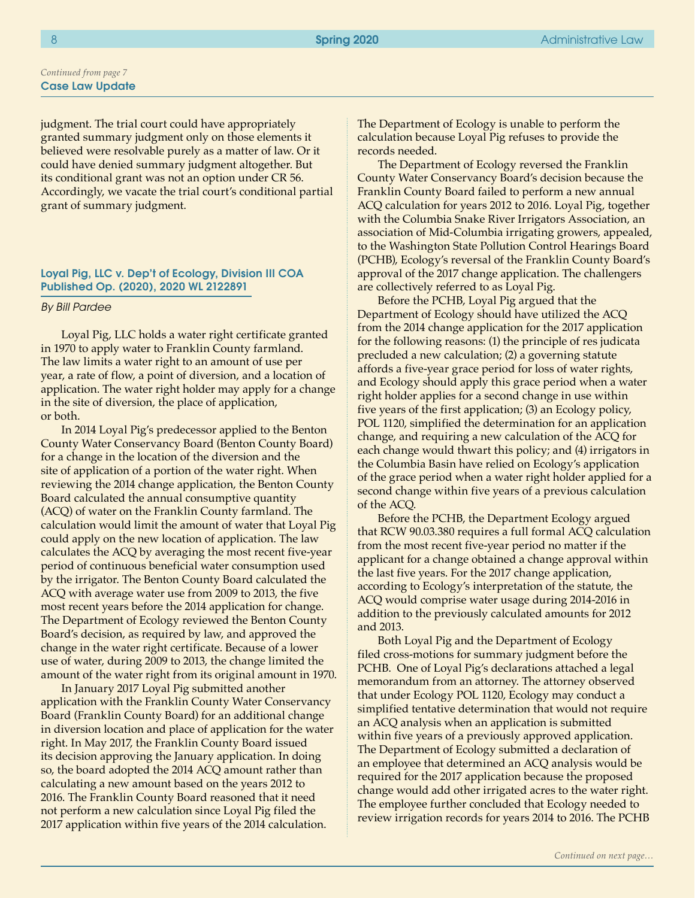*Continued from page 7*

**Case Law Update**

judgment. The trial court could have appropriately granted summary judgment only on those elements it believed were resolvable purely as a matter of law. Or it could have denied summary judgment altogether. But its conditional grant was not an option under CR 56. Accordingly, we vacate the trial court's conditional partial grant of summary judgment.

### Loyal Pig, LLC v. Dep't of Ecology, Division III COA Published Op. (2020), 2020 WL 2122891

*By Bill Pardee*

Loyal Pig, LLC holds a water right certificate granted in 1970 to apply water to Franklin County farmland. The law limits a water right to an amount of use per year, a rate of flow, a point of diversion, and a location of application. The water right holder may apply for a change in the site of diversion, the place of application, or both.

In 2014 Loyal Pig's predecessor applied to the Benton County Water Conservancy Board (Benton County Board) for a change in the location of the diversion and the site of application of a portion of the water right. When reviewing the 2014 change application, the Benton County Board calculated the annual consumptive quantity (ACQ) of water on the Franklin County farmland. The calculation would limit the amount of water that Loyal Pig could apply on the new location of application. The law calculates the ACQ by averaging the most recent five-year period of continuous beneficial water consumption used by the irrigator. The Benton County Board calculated the ACQ with average water use from 2009 to 2013, the five most recent years before the 2014 application for change. The Department of Ecology reviewed the Benton County Board's decision, as required by law, and approved the change in the water right certificate. Because of a lower use of water, during 2009 to 2013, the change limited the amount of the water right from its original amount in 1970.

In January 2017 Loyal Pig submitted another application with the Franklin County Water Conservancy Board (Franklin County Board) for an additional change in diversion location and place of application for the water right. In May 2017, the Franklin County Board issued its decision approving the January application. In doing so, the board adopted the 2014 ACQ amount rather than calculating a new amount based on the years 2012 to 2016. The Franklin County Board reasoned that it need not perform a new calculation since Loyal Pig filed the 2017 application within five years of the 2014 calculation. The Department of Ecology is unable to perform the calculation because Loyal Pig refuses to provide the records needed.

The Department of Ecology reversed the Franklin County Water Conservancy Board's decision because the Franklin County Board failed to perform a new annual ACQ calculation for years 2012 to 2016. Loyal Pig, together with the Columbia Snake River Irrigators Association, an association of Mid-Columbia irrigating growers, appealed, to the Washington State Pollution Control Hearings Board (PCHB), Ecology's reversal of the Franklin County Board's approval of the 2017 change application. The challengers are collectively referred to as Loyal Pig.

Before the PCHB, Loyal Pig argued that the Department of Ecology should have utilized the ACQ from the 2014 change application for the 2017 application for the following reasons: (1) the principle of res judicata precluded a new calculation; (2) a governing statute affords a five-year grace period for loss of water rights, and Ecology should apply this grace period when a water right holder applies for a second change in use within five years of the first application; (3) an Ecology policy, POL 1120, simplified the determination for an application change, and requiring a new calculation of the ACQ for each change would thwart this policy; and (4) irrigators in the Columbia Basin have relied on Ecology's application of the grace period when a water right holder applied for a second change within five years of a previous calculation of the ACQ.

Before the PCHB, the Department Ecology argued that RCW 90.03.380 requires a full formal ACQ calculation from the most recent five-year period no matter if the applicant for a change obtained a change approval within the last five years. For the 2017 change application, according to Ecology's interpretation of the statute, the ACQ would comprise water usage during 2014-2016 in addition to the previously calculated amounts for 2012 and 2013.

Both Loyal Pig and the Department of Ecology filed cross-motions for summary judgment before the PCHB. One of Loyal Pig's declarations attached a legal memorandum from an attorney. The attorney observed that under Ecology POL 1120, Ecology may conduct a simplified tentative determination that would not require an ACQ analysis when an application is submitted within five years of a previously approved application. The Department of Ecology submitted a declaration of an employee that determined an ACQ analysis would be required for the 2017 application because the proposed change would add other irrigated acres to the water right. The employee further concluded that Ecology needed to review irrigation records for years 2014 to 2016. The PCHB

*Continued on next page…*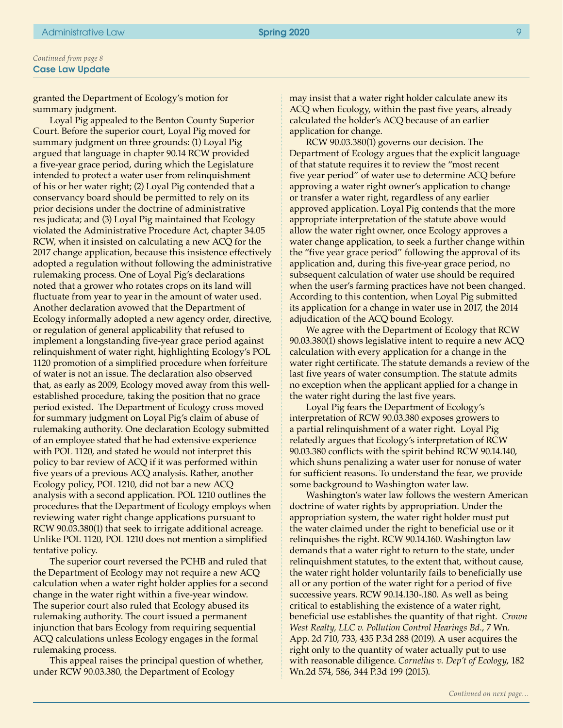*Continued from page 8*

**Case Law Update**

granted the Department of Ecology's motion for summary judgment.

Loyal Pig appealed to the Benton County Superior Court. Before the superior court, Loyal Pig moved for summary judgment on three grounds: (1) Loyal Pig argued that language in chapter 90.14 RCW provided a five-year grace period, during which the Legislature intended to protect a water user from relinquishment of his or her water right; (2) Loyal Pig contended that a conservancy board should be permitted to rely on its prior decisions under the doctrine of administrative res judicata; and (3) Loyal Pig maintained that Ecology violated the Administrative Procedure Act, chapter 34.05 RCW, when it insisted on calculating a new ACQ for the 2017 change application, because this insistence effectively adopted a regulation without following the administrative rulemaking process. One of Loyal Pig's declarations noted that a grower who rotates crops on its land will fluctuate from year to year in the amount of water used. Another declaration avowed that the Department of Ecology informally adopted a new agency order, directive, or regulation of general applicability that refused to implement a longstanding five-year grace period against relinquishment of water right, highlighting Ecology's POL 1120 promotion of a simplified procedure when forfeiture of water is not an issue. The declaration also observed that, as early as 2009, Ecology moved away from this well-established procedure, taking the position that no grace period existed. The Department of Ecology cross moved for summary judgment on Loyal Pig's claim of abuse of rulemaking authority. One declaration Ecology submitted of an employee stated that he had extensive experience with POL 1120, and stated he would not interpret this policy to bar review of ACQ if it was performed within five years of a previous ACQ analysis. Rather, another Ecology policy, POL 1210, did not bar a new ACQ analysis with a second application. POL 1210 outlines the procedures that the Department of Ecology employs when reviewing water right change applications pursuant to RCW 90.03.380(1) that seek to irrigate additional acreage. Unlike POL 1120, POL 1210 does not mention a simplified tentative policy.

The superior court reversed the PCHB and ruled that the Department of Ecology may not require a new ACQ calculation when a water right holder applies for a second change in the water right within a five-year window. The superior court also ruled that Ecology abused its rulemaking authority. The court issued a permanent injunction that bars Ecology from requiring sequential ACQ calculations unless Ecology engages in the formal rulemaking process.

This appeal raises the principal question of whether, under RCW 90.03.380, the Department of Ecology may insist that a water right holder calculate anew its ACQ when Ecology, within the past five years, already calculated the holder's ACQ because of an earlier application for change.

RCW 90.03.380(1) governs our decision. The Department of Ecology argues that the explicit language of that statute requires it to review the "most recent five year period" of water use to determine ACQ before approving a water right owner's application to change or transfer a water right, regardless of any earlier approved application. Loyal Pig contends that the more appropriate interpretation of the statute above would allow the water right owner, once Ecology approves a water change application, to seek a further change within the "five year grace period" following the approval of its application and, during this five-year grace period, no subsequent calculation of water use should be required when the user's farming practices have not been changed. According to this contention, when Loyal Pig submitted its application for a change in water use in 2017, the 2014 adjudication of the ACQ bound Ecology.

We agree with the Department of Ecology that RCW 90.03.380(1) shows legislative intent to require a new ACQ calculation with every application for a change in the water right certificate. The statute demands a review of the last five years of water consumption. The statute admits no exception when the applicant applied for a change in the water right during the last five years.

Loyal Pig fears the Department of Ecology's interpretation of RCW 90.03.380 exposes growers to a partial relinquishment of a water right. Loyal Pig relatedly argues that Ecology's interpretation of RCW 90.03.380 conflicts with the spirit behind RCW 90.14.140, which shuns penalizing a water user for nonuse of water for sufficient reasons. To understand the fear, we provide some background to Washington water law.

Washington's water law follows the western American doctrine of water rights by appropriation. Under the appropriation system, the water right holder must put the water claimed under the right to beneficial use or it relinquishes the right. RCW 90.14.160. Washington law demands that a water right to return to the state, under relinquishment statutes, to the extent that, without cause, the water right holder voluntarily fails to beneficially use all or any portion of the water right for a period of five successive years. RCW 90.14.130-.180. As well as being critical to establishing the existence of a water right, beneficial use establishes the quantity of that right. *Crown West Realty, LLC v. Pollution Control Hearings Bd.*, 7 Wn. App. 2d 710, 733, 435 P.3d 288 (2019). A user acquires the right only to the quantity of water actually put to use with reasonable diligence. *Cornelius v. Dep't of Ecology*, 182 Wn.2d 574, 586, 344 P.3d 199 (2015).

*Continued on next page…*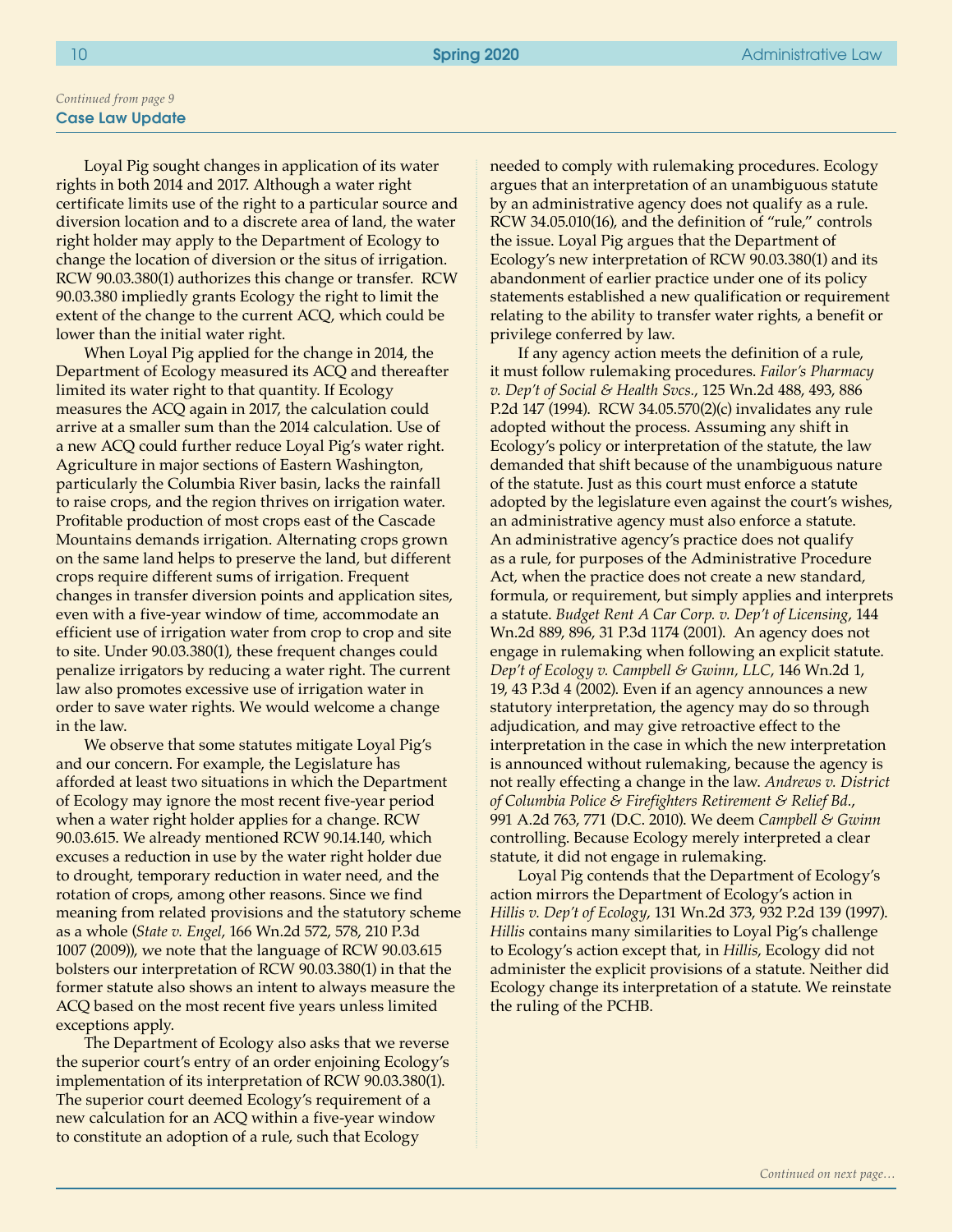*Continued from page 9*

**Case Law Update**

Loyal Pig sought changes in application of its water rights in both 2014 and 2017. Although a water right certificate limits use of the right to a particular source and diversion location and to a discrete area of land, the water right holder may apply to the Department of Ecology to change the location of diversion or the situs of irrigation. RCW 90.03.380(1) authorizes this change or transfer. RCW 90.03.380 impliedly grants Ecology the right to limit the extent of the change to the current ACQ, which could be lower than the initial water right.

When Loyal Pig applied for the change in 2014, the Department of Ecology measured its ACQ and thereafter limited its water right to that quantity. If Ecology measures the ACQ again in 2017, the calculation could arrive at a smaller sum than the 2014 calculation. Use of a new ACQ could further reduce Loyal Pig's water right. Agriculture in major sections of Eastern Washington, particularly the Columbia River basin, lacks the rainfall to raise crops, and the region thrives on irrigation water. Profitable production of most crops east of the Cascade Mountains demands irrigation. Alternating crops grown on the same land helps to preserve the land, but different crops require different sums of irrigation. Frequent changes in transfer diversion points and application sites, even with a five-year window of time, accommodate an efficient use of irrigation water from crop to crop and site to site. Under 90.03.380(1), these frequent changes could penalize irrigators by reducing a water right. The current law also promotes excessive use of irrigation water in order to save water rights. We would welcome a change in the law.

We observe that some statutes mitigate Loyal Pig's and our concern. For example, the Legislature has afforded at least two situations in which the Department of Ecology may ignore the most recent five-year period when a water right holder applies for a change. RCW 90.03.615. We already mentioned RCW 90.14.140, which excuses a reduction in use by the water right holder due to drought, temporary reduction in water need, and the rotation of crops, among other reasons. Since we find meaning from related provisions and the statutory scheme as a whole (*State v. Engel*, 166 Wn.2d 572, 578, 210 P.3d 1007 (2009)), we note that the language of RCW 90.03.615 bolsters our interpretation of RCW 90.03.380(1) in that the former statute also shows an intent to always measure the ACQ based on the most recent five years unless limited exceptions apply.

The Department of Ecology also asks that we reverse the superior court's entry of an order enjoining Ecology's implementation of its interpretation of RCW 90.03.380(1). The superior court deemed Ecology's requirement of a new calculation for an ACQ within a five-year window to constitute an adoption of a rule, such that Ecology needed to comply with rulemaking procedures. Ecology argues that an interpretation of an unambiguous statute by an administrative agency does not qualify as a rule. RCW 34.05.010(16), and the definition of "rule," controls the issue. Loyal Pig argues that the Department of Ecology's new interpretation of RCW 90.03.380(1) and its abandonment of earlier practice under one of its policy statements established a new qualification or requirement relating to the ability to transfer water rights, a benefit or privilege conferred by law.

If any agency action meets the definition of a rule, it must follow rulemaking procedures. *Failor's Pharmacy v. Dep't of Social & Health Svcs.*, 125 Wn.2d 488, 493, 886 P.2d 147 (1994). RCW 34.05.570(2)(c) invalidates any rule adopted without the process. Assuming any shift in Ecology's policy or interpretation of the statute, the law demanded that shift because of the unambiguous nature of the statute. Just as this court must enforce a statute adopted by the legislature even against the court's wishes, an administrative agency must also enforce a statute. An administrative agency's practice does not qualify as a rule, for purposes of the Administrative Procedure Act, when the practice does not create a new standard, formula, or requirement, but simply applies and interprets a statute. *Budget Rent A Car Corp. v. Dep't of Licensing*, 144 Wn.2d 889, 896, 31 P.3d 1174 (2001). An agency does not engage in rulemaking when following an explicit statute. *Dep't of Ecology v. Campbell & Gwinn, LLC*, 146 Wn.2d 1, 19, 43 P.3d 4 (2002). Even if an agency announces a new statutory interpretation, the agency may do so through adjudication, and may give retroactive effect to the interpretation in the case in which the new interpretation is announced without rulemaking, because the agency is not really effecting a change in the law. *Andrews v. District of Columbia Police & Firefighters Retirement & Relief Bd.*, 991 A.2d 763, 771 (D.C. 2010). We deem *Campbell & Gwinn* controlling. Because Ecology merely interpreted a clear statute, it did not engage in rulemaking.

Loyal Pig contends that the Department of Ecology's action mirrors the Department of Ecology's action in *Hillis v. Dep't of Ecology*, 131 Wn.2d 373, 932 P.2d 139 (1997). *Hillis* contains many similarities to Loyal Pig's challenge to Ecology's action except that, in *Hillis*, Ecology did not administer the explicit provisions of a statute. Neither did Ecology change its interpretation of a statute. We reinstate the ruling of the PCHB.

*Continued on next page…*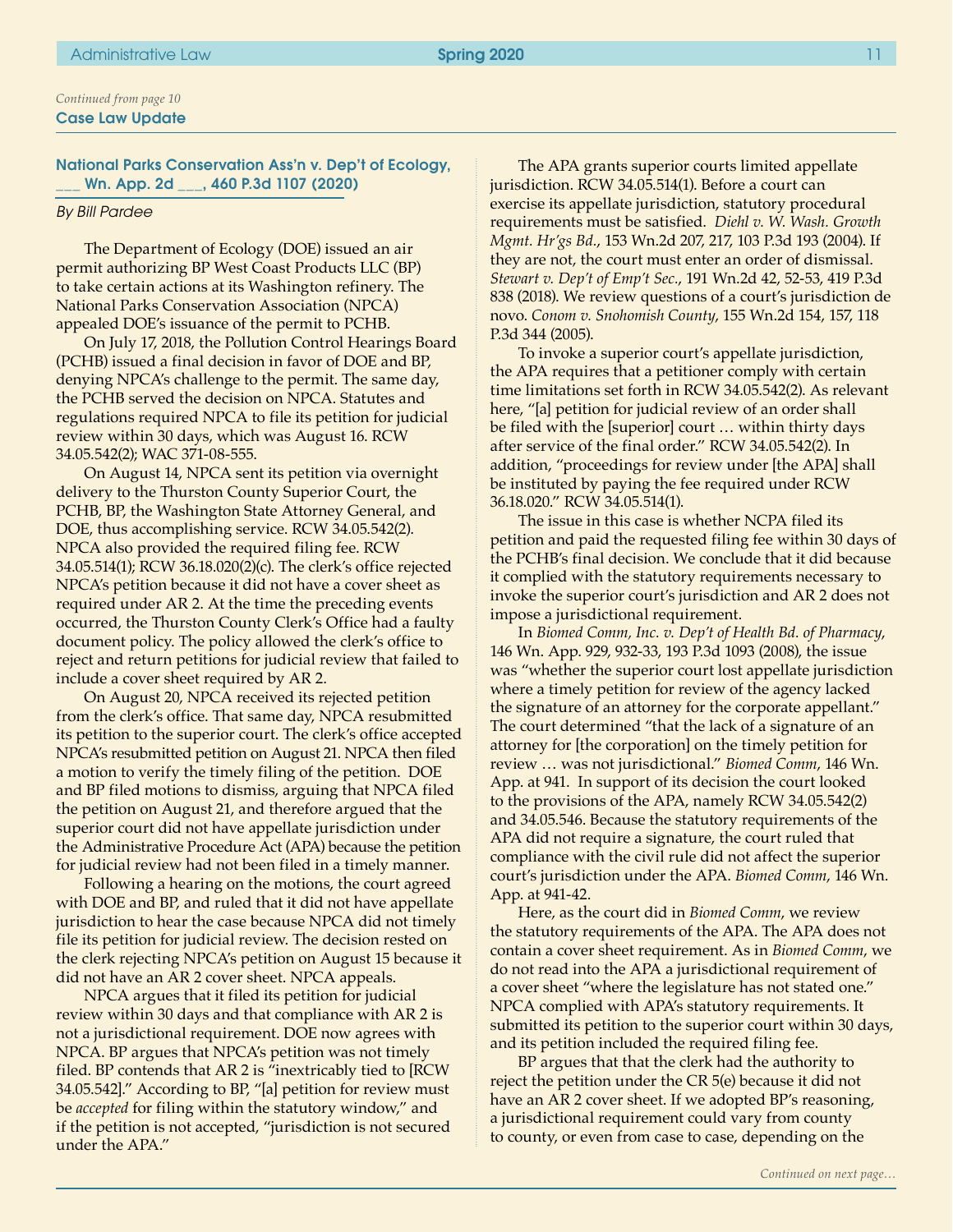*Continued from page 10*

## Case Law Update

### National Parks Conservation Ass'n v. Dep't of Ecology, ___ Wn. App. 2d ___, 460 P.3d 1107 (2020)

*By Bill Pardee*

The Department of Ecology (DOE) issued an air permit authorizing BP West Coast Products LLC (BP) to take certain actions at its Washington refinery. The National Parks Conservation Association (NPCA) appealed DOE's issuance of the permit to PCHB.

On July 17, 2018, the Pollution Control Hearings Board (PCHB) issued a final decision in favor of DOE and BP, denying NPCA's challenge to the permit. The same day, the PCHB served the decision on NPCA. Statutes and regulations required NPCA to file its petition for judicial review within 30 days, which was August 16. RCW 34.05.542(2); WAC 371-08-555.

On August 14, NPCA sent its petition via overnight delivery to the Thurston County Superior Court, the PCHB, BP, the Washington State Attorney General, and DOE, thus accomplishing service. RCW 34.05.542(2). NPCA also provided the required filing fee. RCW 34.05.514(1); RCW 36.18.020(2)(c). The clerk's office rejected NPCA's petition because it did not have a cover sheet as required under AR 2. At the time the preceding events occurred, the Thurston County Clerk's Office had a faulty document policy. The policy allowed the clerk's office to reject and return petitions for judicial review that failed to include a cover sheet required by AR 2.

On August 20, NPCA received its rejected petition from the clerk's office. That same day, NPCA resubmitted its petition to the superior court. The clerk's office accepted NPCA's resubmitted petition on August 21. NPCA then filed a motion to verify the timely filing of the petition. DOE and BP filed motions to dismiss, arguing that NPCA filed the petition on August 21, and therefore argued that the superior court did not have appellate jurisdiction under the Administrative Procedure Act (APA) because the petition for judicial review had not been filed in a timely manner.

Following a hearing on the motions, the court agreed with DOE and BP, and ruled that it did not have appellate jurisdiction to hear the case because NPCA did not timely file its petition for judicial review. The decision rested on the clerk rejecting NPCA's petition on August 15 because it did not have an AR 2 cover sheet. NPCA appeals.

NPCA argues that it filed its petition for judicial review within 30 days and that compliance with AR 2 is not a jurisdictional requirement. DOE now agrees with NPCA. BP argues that NPCA's petition was not timely filed. BP contends that AR 2 is "inextricably tied to [RCW 34.05.542]." According to BP, "[a] petition for review must be *accepted* for filing within the statutory window," and if the petition is not accepted, "jurisdiction is not secured under the APA."

The APA grants superior courts limited appellate jurisdiction. RCW 34.05.514(1). Before a court can exercise its appellate jurisdiction, statutory procedural requirements must be satisfied. *Diehl v. W. Wash. Growth Mgmt. Hr'gs Bd.*, 153 Wn.2d 207, 217, 103 P.3d 193 (2004). If they are not, the court must enter an order of dismissal. *Stewart v. Dep't of Emp't Sec.*, 191 Wn.2d 42, 52-53, 419 P.3d 838 (2018). We review questions of a court's jurisdiction de novo. *Conom v. Snohomish County*, 155 Wn.2d 154, 157, 118 P.3d 344 (2005).

To invoke a superior court's appellate jurisdiction, the APA requires that a petitioner comply with certain time limitations set forth in RCW 34.05.542(2). As relevant here, "[a] petition for judicial review of an order shall be filed with the [superior] court … within thirty days after service of the final order." RCW 34.05.542(2). In addition, "proceedings for review under [the APA] shall be instituted by paying the fee required under RCW 36.18.020." RCW 34.05.514(1).

The issue in this case is whether NCPA filed its petition and paid the requested filing fee within 30 days of the PCHB's final decision. We conclude that it did because it complied with the statutory requirements necessary to invoke the superior court's jurisdiction and AR 2 does not impose a jurisdictional requirement.

In *Biomed Comm, Inc. v. Dep't of Health Bd. of Pharmacy*, 146 Wn. App. 929, 932-33, 193 P.3d 1093 (2008), the issue was "whether the superior court lost appellate jurisdiction where a timely petition for review of the agency lacked the signature of an attorney for the corporate appellant." The court determined "that the lack of a signature of an attorney for [the corporation] on the timely petition for review … was not jurisdictional." *Biomed Comm*, 146 Wn. App. at 941. In support of its decision the court looked to the provisions of the APA, namely RCW 34.05.542(2) and 34.05.546. Because the statutory requirements of the APA did not require a signature, the court ruled that compliance with the civil rule did not affect the superior court's jurisdiction under the APA. *Biomed Comm*, 146 Wn. App. at 941-42.

Here, as the court did in *Biomed Comm*, we review the statutory requirements of the APA. The APA does not contain a cover sheet requirement. As in *Biomed Comm*, we do not read into the APA a jurisdictional requirement of a cover sheet "where the legislature has not stated one." NPCA complied with APA's statutory requirements. It submitted its petition to the superior court within 30 days, and its petition included the required filing fee.

BP argues that that the clerk had the authority to reject the petition under the CR 5(e) because it did not have an AR 2 cover sheet. If we adopted BP's reasoning, a jurisdictional requirement could vary from county to county, or even from case to case, depending on the

*Continued on next page…*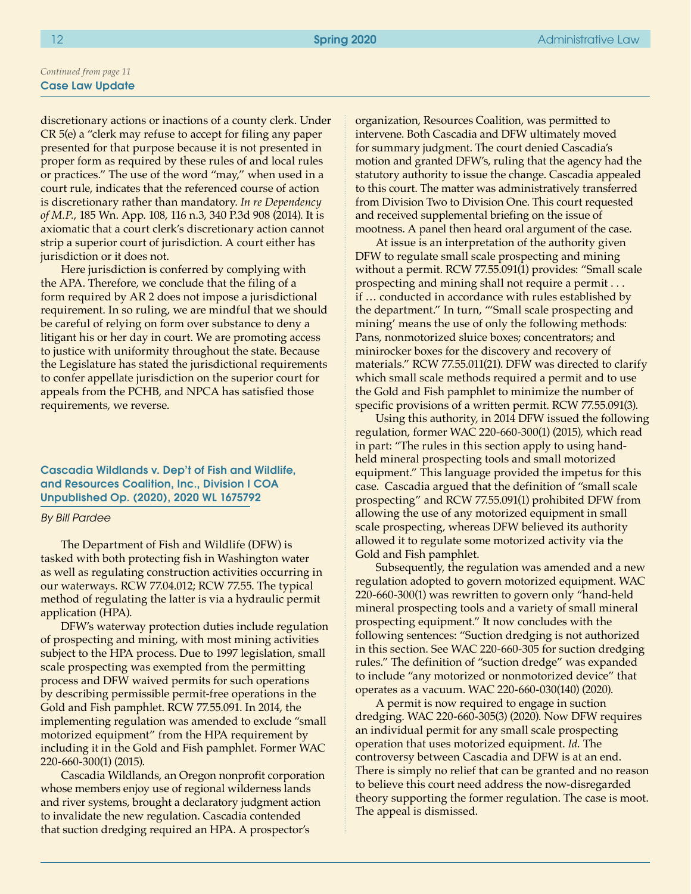*Continued from page 11*

**Case Law Update**

discretionary actions or inactions of a county clerk. Under CR 5(e) a "clerk may refuse to accept for filing any paper presented for that purpose because it is not presented in proper form as required by these rules of and local rules or practices." The use of the word "may," when used in a court rule, indicates that the referenced course of action is discretionary rather than mandatory. *In re Dependency of M.P.*, 185 Wn. App. 108, 116 n.3, 340 P.3d 908 (2014). It is axiomatic that a court clerk's discretionary action cannot strip a superior court of jurisdiction. A court either has jurisdiction or it does not.

Here jurisdiction is conferred by complying with the APA. Therefore, we conclude that the filing of a form required by AR 2 does not impose a jurisdictional requirement. In so ruling, we are mindful that we should be careful of relying on form over substance to deny a litigant his or her day in court. We are promoting access to justice with uniformity throughout the state. Because the Legislature has stated the jurisdictional requirements to confer appellate jurisdiction on the superior court for appeals from the PCHB, and NPCA has satisfied those requirements, we reverse.

### Cascadia Wildlands v. Dep't of Fish and Wildlife, and Resources Coalition, Inc., Division I COA Unpublished Op. (2020), 2020 WL 1675792

*By Bill Pardee*

The Department of Fish and Wildlife (DFW) is tasked with both protecting fish in Washington water as well as regulating construction activities occurring in our waterways. RCW 77.04.012; RCW 77.55. The typical method of regulating the latter is via a hydraulic permit application (HPA).

DFW's waterway protection duties include regulation of prospecting and mining, with most mining activities subject to the HPA process. Due to 1997 legislation, small scale prospecting was exempted from the permitting process and DFW waived permits for such operations by describing permissible permit-free operations in the Gold and Fish pamphlet. RCW 77.55.091. In 2014, the implementing regulation was amended to exclude "small motorized equipment" from the HPA requirement by including it in the Gold and Fish pamphlet. Former WAC 220-660-300(1) (2015).

Cascadia Wildlands, an Oregon nonprofit corporation whose members enjoy use of regional wilderness lands and river systems, brought a declaratory judgment action to invalidate the new regulation. Cascadia contended that suction dredging required an HPA. A prospector's organization, Resources Coalition, was permitted to intervene. Both Cascadia and DFW ultimately moved for summary judgment. The court denied Cascadia's motion and granted DFW's, ruling that the agency had the statutory authority to issue the change. Cascadia appealed to this court. The matter was administratively transferred from Division Two to Division One. This court requested and received supplemental briefing on the issue of mootness. A panel then heard oral argument of the case.

At issue is an interpretation of the authority given DFW to regulate small scale prospecting and mining without a permit. RCW 77.55.091(1) provides: "Small scale prospecting and mining shall not require a permit . . . if … conducted in accordance with rules established by the department." In turn, "'Small scale prospecting and mining' means the use of only the following methods: Pans, nonmotorized sluice boxes; concentrators; and minirocker boxes for the discovery and recovery of materials." RCW 77.55.011(21). DFW was directed to clarify which small scale methods required a permit and to use the Gold and Fish pamphlet to minimize the number of specific provisions of a written permit. RCW 77.55.091(3).

Using this authority, in 2014 DFW issued the following regulation, former WAC 220-660-300(1) (2015), which read in part: "The rules in this section apply to using hand-held mineral prospecting tools and small motorized equipment." This language provided the impetus for this case. Cascadia argued that the definition of "small scale prospecting" and RCW 77.55.091(1) prohibited DFW from allowing the use of any motorized equipment in small scale prospecting, whereas DFW believed its authority allowed it to regulate some motorized activity via the Gold and Fish pamphlet.

Subsequently, the regulation was amended and a new regulation adopted to govern motorized equipment. WAC 220-660-300(1) was rewritten to govern only "hand-held mineral prospecting tools and a variety of small mineral prospecting equipment." It now concludes with the following sentences: "Suction dredging is not authorized in this section. See WAC 220-660-305 for suction dredging rules." The definition of "suction dredge" was expanded to include "any motorized or nonmotorized device" that operates as a vacuum. WAC 220-660-030(140) (2020).

A permit is now required to engage in suction dredging. WAC 220-660-305(3) (2020). Now DFW requires an individual permit for any small scale prospecting operation that uses motorized equipment. *Id.* The controversy between Cascadia and DFW is at an end. There is simply no relief that can be granted and no reason to believe this court need address the now-disregarded theory supporting the former regulation. The case is moot. The appeal is dismissed.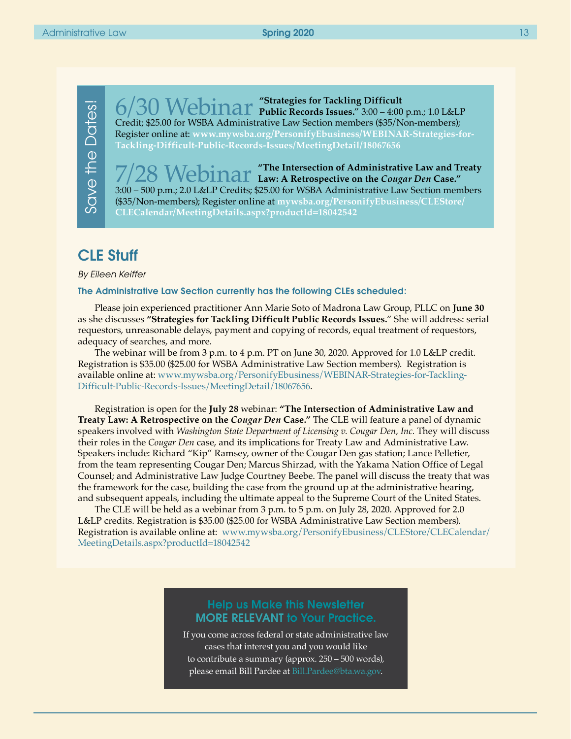Save the Dates!

**6/30 Webinar** **"Strategies for Tackling Difficult Public Records Issues."** 3:00 – 4:00 p.m.; 1.0 L&LP Credit; $25.00 for WSBA Administrative Law Section members ($35/Non-members); Register online at: **www.mywsba.org/PersonifyEbusiness/WEBINAR-Strategies-for-Tackling-Difficult-Public-Records-Issues/MeetingDetail/18067656**

**7/28 Webinar** **"The Intersection of Administrative Law and Treaty Law: A Retrospective on the *Cougar Den* Case."** 3:00 – 500 p.m.; 2.0 L&LP Credits; $25.00 for WSBA Administrative Law Section members ($35/Non-members); Register online at **mywsba.org/PersonifyEbusiness/CLEStore/CLECalendar/MeetingDetails.aspx?productId=18042542**

## CLE Stuff

*By Eileen Keiffer*

**The Administrative Law Section currently has the following CLEs scheduled:**

Please join experienced practitioner Ann Marie Soto of Madrona Law Group, PLLC on **June 30** as she discusses **"Strategies for Tackling Difficult Public Records Issues."** She will address: serial requestors, unreasonable delays, payment and copying of records, equal treatment of requestors, adequacy of searches, and more.

The webinar will be from 3 p.m. to 4 p.m. PT on June 30, 2020. Approved for 1.0 L&LP credit. Registration is $35.00 ($25.00 for WSBA Administrative Law Section members). Registration is available online at: www.mywsba.org/PersonifyEbusiness/WEBINAR-Strategies-for-Tackling-Difficult-Public-Records-Issues/MeetingDetail/18067656.

Registration is open for the **July 28** webinar: **"The Intersection of Administrative Law and Treaty Law: A Retrospective on the *Cougar Den* Case."** The CLE will feature a panel of dynamic speakers involved with *Washington State Department of Licensing v. Cougar Den, Inc.* They will discuss their roles in the *Cougar Den* case, and its implications for Treaty Law and Administrative Law. Speakers include: Richard "Kip" Ramsey, owner of the Cougar Den gas station; Lance Pelletier, from the team representing Cougar Den; Marcus Shirzad, with the Yakama Nation Office of Legal Counsel; and Administrative Law Judge Courtney Beebe. The panel will discuss the treaty that was the framework for the case, building the case from the ground up at the administrative hearing, and subsequent appeals, including the ultimate appeal to the Supreme Court of the United States.

The CLE will be held as a webinar from 3 p.m. to 5 p.m. on July 28, 2020. Approved for 2.0 L&LP credits. Registration is $35.00 ($25.00 for WSBA Administrative Law Section members). Registration is available online at: www.mywsba.org/PersonifyEbusiness/CLEStore/CLECalendar/MeetingDetails.aspx?productId=18042542

### Help us Make this Newsletter MORE RELEVANT to Your Practice.

If you come across federal or state administrative law cases that interest you and you would like to contribute a summary (approx. 250 – 500 words), please email Bill Pardee at Bill.Pardee@bta.wa.gov.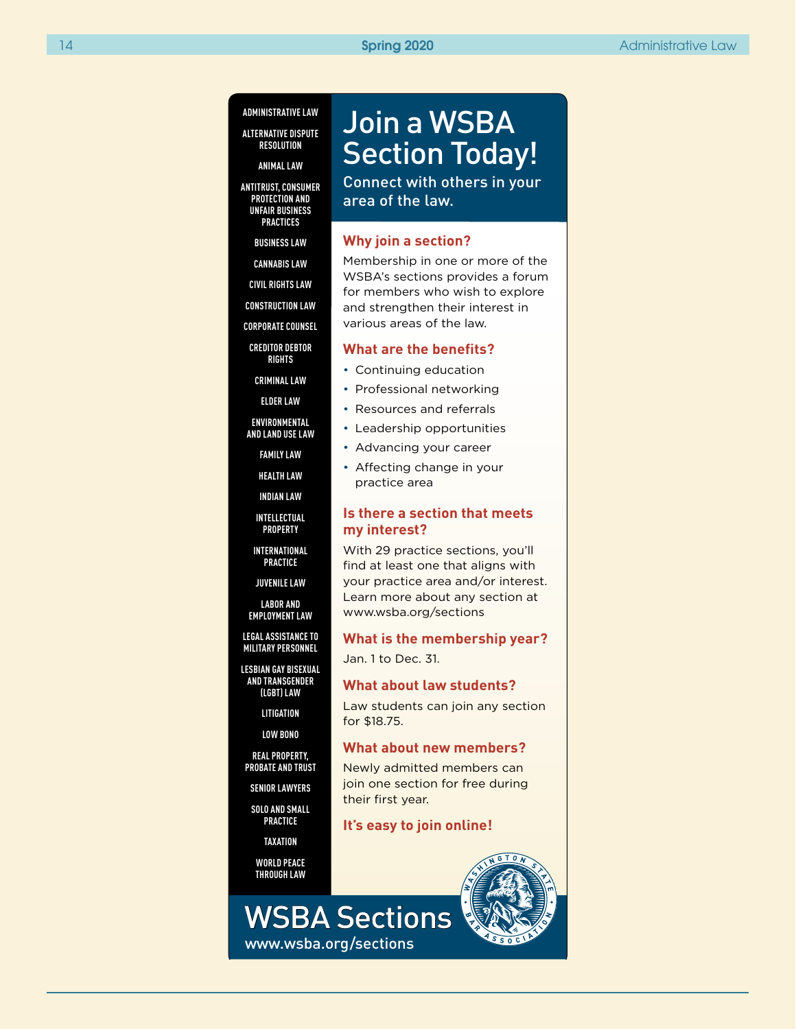- ADMINISTRATIVE LAW
- ALTERNATIVE DISPUTE RESOLUTION
- ANIMAL LAW
- ANTITRUST, CONSUMER PROTECTION AND UNFAIR BUSINESS PRACTICES
- BUSINESS LAW
- CANNABIS LAW
- CIVIL RIGHTS LAW
- CONSTRUCTION LAW
- CORPORATE COUNSEL
- CREDITOR DEBTOR RIGHTS
- CRIMINAL LAW
- ELDER LAW
- ENVIRONMENTAL AND LAND USE LAW
- FAMILY LAW
- HEALTH LAW
- INDIAN LAW
- INTELLECTUAL PROPERTY
- INTERNATIONAL PRACTICE
- JUVENILE LAW
- LABOR AND EMPLOYMENT LAW
- LEGAL ASSISTANCE TO MILITARY PERSONNEL
- LESBIAN GAY BISEXUAL AND TRANSGENDER (LGBT) LAW
- LITIGATION
- LOW BONO
- REAL PROPERTY, PROBATE AND TRUST
- SENIOR LAWYERS
- SOLO AND SMALL PRACTICE
- TAXATION
- WORLD PEACE THROUGH LAW

# Join a WSBA Section Today!

Connect with others in your area of the law.

## Why join a section?

Membership in one or more of the WSBA's sections provides a forum for members who wish to explore and strengthen their interest in various areas of the law.

## What are the benefits?

- Continuing education
- Professional networking
- Resources and referrals
- Leadership opportunities
- Advancing your career
- Affecting change in your practice area

## Is there a section that meets my interest?

With 29 practice sections, you'll find at least one that aligns with your practice area and/or interest. Learn more about any section at www.wsba.org/sections

## What is the membership year?

Jan. 1 to Dec. 31.

## What about law students?

Law students can join any section for $18.75.

## What about new members?

Newly admitted members can join one section for free during their first year.

## It's easy to join online!

# WSBA Sections

www.wsba.org/sections

WASHINGTON STATE BAR ASSOCIATION